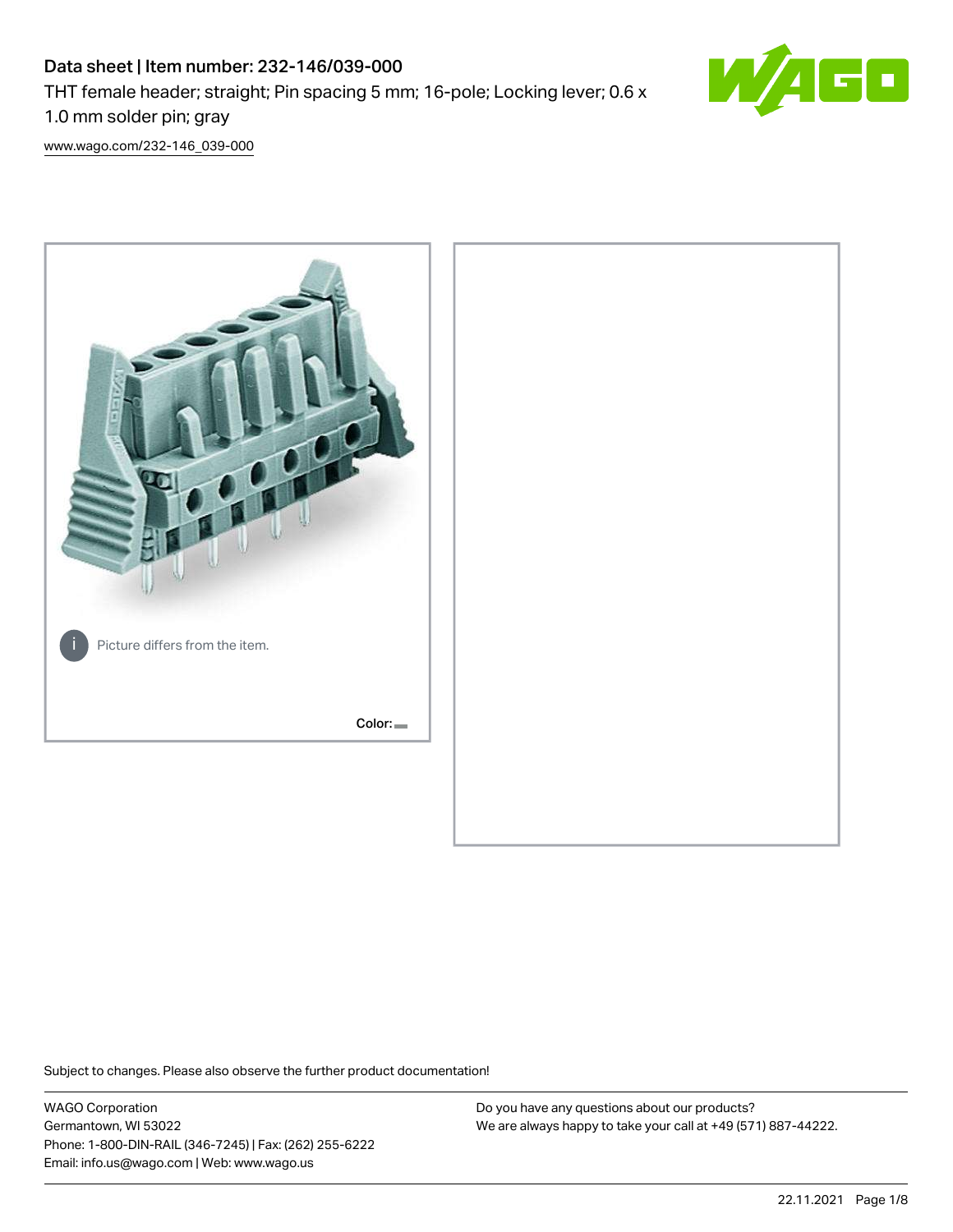# Data sheet | Item number: 232-146/039-000

THT female header; straight; Pin spacing 5 mm; 16-pole; Locking lever; 0.6 x 1.0 mm solder pin; gray

www.wago.com/232-146_039-000

Picture differs from the item.

Color:

Subject to changes. Please also observe the further product documentation!

WAGO Corporation
Germantown, WI 53022
Phone: 1-800-DIN-RAIL (346-7245) | Fax: (262) 255-6222
Email: info.us@wago.com | Web: www.wago.us

Do you have any questions about our products?
We are always happy to take your call at +49 (571) 887-44222.

22.11.2021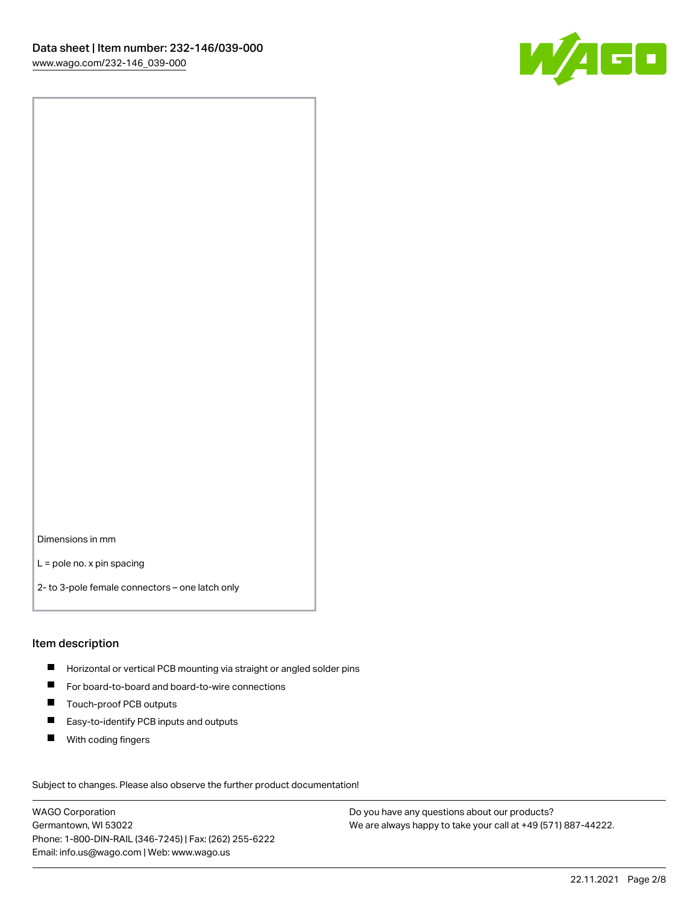Dimensions in mm

L = pole no. x pin spacing

2- to 3-pole female connectors – one latch only

## Item description

- Horizontal or vertical PCB mounting via straight or angled solder pins
- For board-to-board and board-to-wire connections
- Touch-proof PCB outputs
- Easy-to-identify PCB inputs and outputs
- With coding fingers

Subject to changes. Please also observe the further product documentation!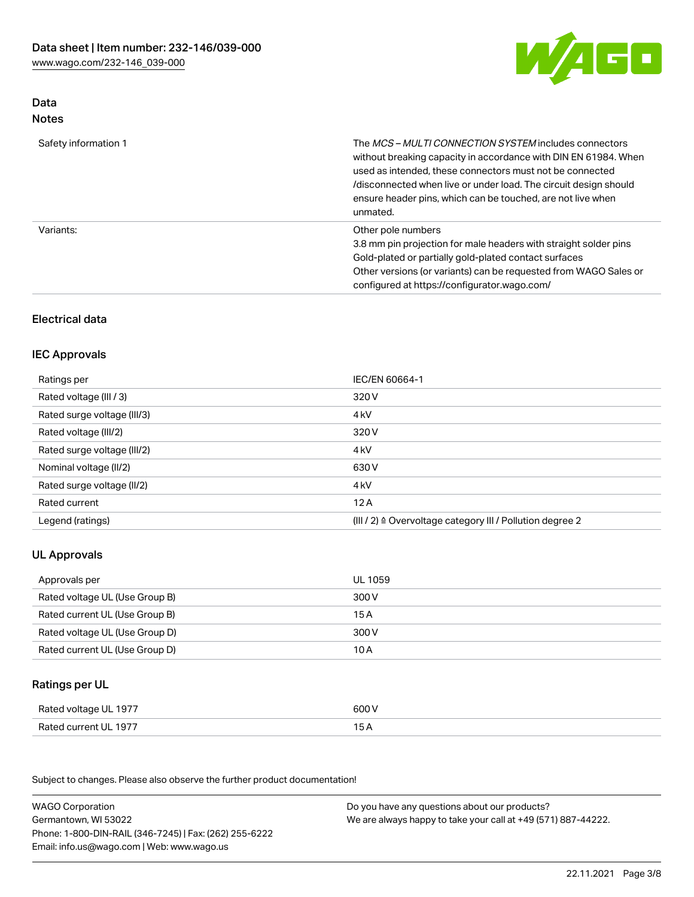## Data

### Notes

| | |
|---|---|
| Safety information 1 | The *MCS – MULTI CONNECTION SYSTEM* includes connectors without breaking capacity in accordance with DIN EN 61984. When used as intended, these connectors must not be connected /disconnected when live or under load. The circuit design should ensure header pins, which can be touched, are not live when unmated. |
| Variants: | Other pole numbers<br>3.8 mm pin projection for male headers with straight solder pins<br>Gold-plated or partially gold-plated contact surfaces<br>Other versions (or variants) can be requested from WAGO Sales or configured at https://configurator.wago.com/ |

## Electrical data

### IEC Approvals

| | |
|---|---|
| Ratings per | IEC/EN 60664-1 |
| Rated voltage (III / 3) | 320 V |
| Rated surge voltage (III/3) | 4 kV |
| Rated voltage (III/2) | 320 V |
| Rated surge voltage (III/2) | 4 kV |
| Nominal voltage (II/2) | 630 V |
| Rated surge voltage (II/2) | 4 kV |
| Rated current | 12 A |
| Legend (ratings) | (III / 2) ≙ Overvoltage category III / Pollution degree 2 |

### UL Approvals

| | |
|---|---|
| Approvals per | UL 1059 |
| Rated voltage UL (Use Group B) | 300 V |
| Rated current UL (Use Group B) | 15 A |
| Rated voltage UL (Use Group D) | 300 V |
| Rated current UL (Use Group D) | 10 A |

### Ratings per UL

| | |
|---|---|
| Rated voltage UL 1977 | 600 V |
| Rated current UL 1977 | 15 A |

Subject to changes. Please also observe the further product documentation!

WAGO Corporation
Germantown, WI 53022
Phone: 1-800-DIN-RAIL (346-7245) | Fax: (262) 255-6222
Email: info.us@wago.com | Web: www.wago.us

Do you have any questions about our products?
We are always happy to take your call at +49 (571) 887-44222.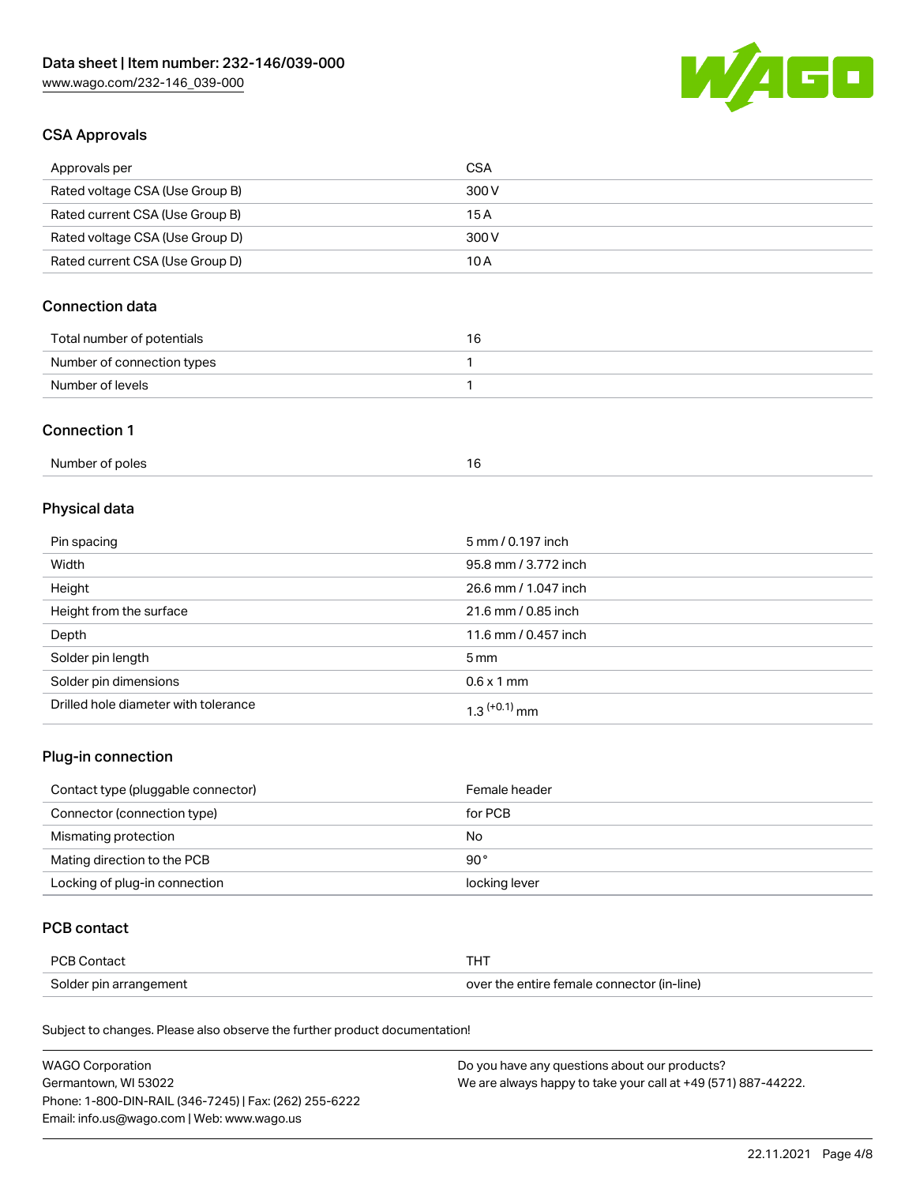## CSA Approvals

| Approvals per | CSA |
| --- | --- |
| Rated voltage CSA (Use Group B) | 300 V |
| Rated current CSA (Use Group B) | 15 A |
| Rated voltage CSA (Use Group D) | 300 V |
| Rated current CSA (Use Group D) | 10 A |

## Connection data

| Total number of potentials | 16 |
| --- | --- |
| Number of connection types | 1 |
| Number of levels | 1 |

## Connection 1

| Number of poles | 16 |
| --- | --- |

## Physical data

| Pin spacing | 5 mm / 0.197 inch |
| --- | --- |
| Width | 95.8 mm / 3.772 inch |
| Height | 26.6 mm / 1.047 inch |
| Height from the surface | 21.6 mm / 0.85 inch |
| Depth | 11.6 mm / 0.457 inch |
| Solder pin length | 5 mm |
| Solder pin dimensions | 0.6 x 1 mm |
| Drilled hole diameter with tolerance | $1.3^{(+0.1)}$ mm |

## Plug-in connection

| Contact type (pluggable connector) | Female header |
| --- | --- |
| Connector (connection type) | for PCB |
| Mismating protection | No |
| Mating direction to the PCB | 90° |
| Locking of plug-in connection | locking lever |

## PCB contact

| PCB Contact | THT |
| --- | --- |
| Solder pin arrangement | over the entire female connector (in-line) |

Subject to changes. Please also observe the further product documentation!

WAGO Corporation
Germantown, WI 53022
Phone: 1-800-DIN-RAIL (346-7245) | Fax: (262) 255-6222
Email: info.us@wago.com | Web: www.wago.us

Do you have any questions about our products?
We are always happy to take your call at +49 (571) 887-44222.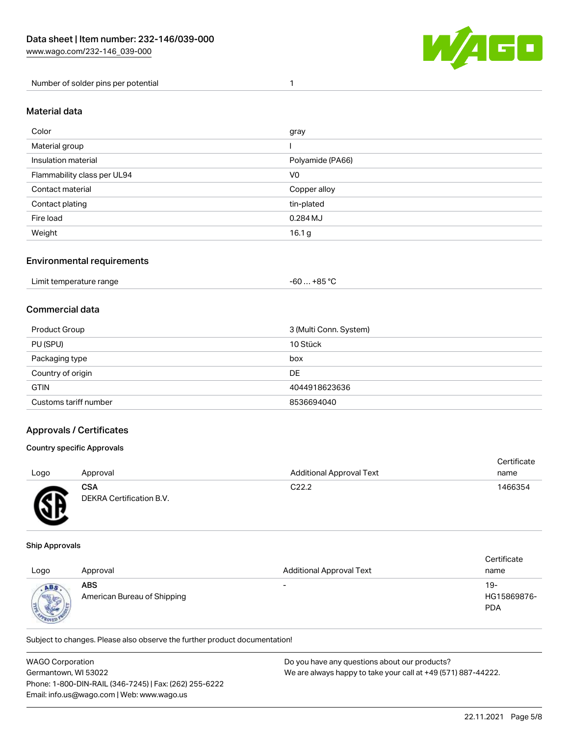| Number of solder pins per potential | 1 |
| --- | --- |

## Material data

| Color | gray |
| --- | --- |
| Material group | I |
| Insulation material | Polyamide (PA66) |
| Flammability class per UL94 | V0 |
| Contact material | Copper alloy |
| Contact plating | tin-plated |
| Fire load | 0.284 MJ |
| Weight | 16.1 g |

## Environmental requirements

| Limit temperature range | -60 … +85 °C |
| --- | --- |

## Commercial data

| Product Group | 3 (Multi Conn. System) |
| --- | --- |
| PU (SPU) | 10 Stück |
| Packaging type | box |
| Country of origin | DE |
| GTIN | 4044918623636 |
| Customs tariff number | 8536694040 |

## Approvals / Certificates

### Country specific Approvals

| Logo | Approval | Additional Approval Text | Certificate name |
| --- | --- | --- | --- |
| | **CSA** DEKRA Certification B.V. | C22.2 | 1466354 |

### Ship Approvals

| Logo | Approval | Additional Approval Text | Certificate name |
| --- | --- | --- | --- |
| | **ABS** American Bureau of Shipping | - | 19-HG15869876-PDA |

Subject to changes. Please also observe the further product documentation!

WAGO Corporation
Germantown, WI 53022
Phone: 1-800-DIN-RAIL (346-7245) | Fax: (262) 255-6222
Email: info.us@wago.com | Web: www.wago.us

Do you have any questions about our products?
We are always happy to take your call at +49 (571) 887-44222.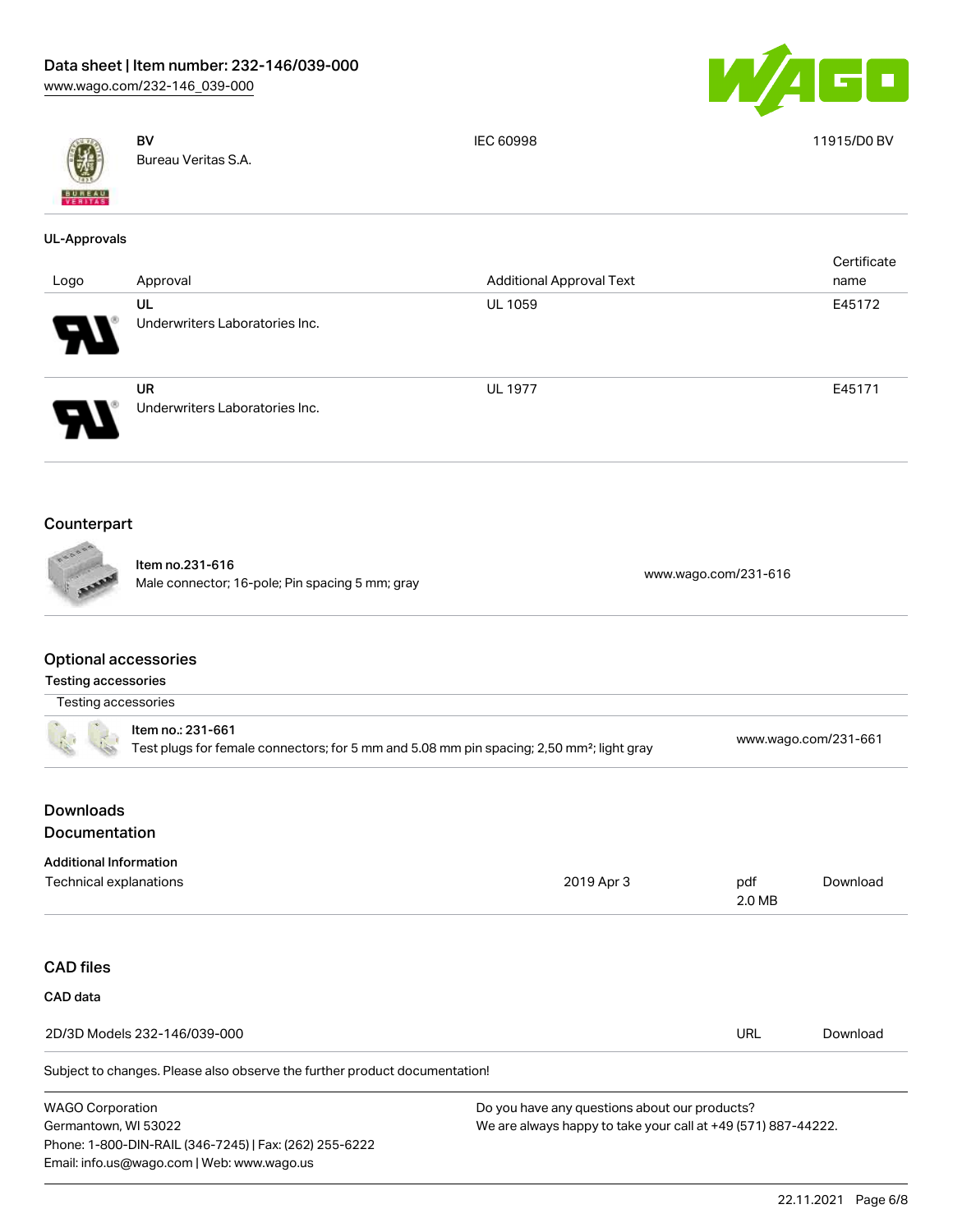| Logo | Approval | Additional Approval Text | Certificate name |
|---|---|---|---|
| | **BV** Bureau Veritas S.A. | IEC 60998 | 11915/D0 BV |

**UL-Approvals**

| Logo | Approval | Additional Approval Text | Certificate name |
|---|---|---|---|
| | **UL** Underwriters Laboratories Inc. | UL 1059 | E45172 |
| | **UR** Underwriters Laboratories Inc. | UL 1977 | E45171 |

## Counterpart

| | | |
|---|---|---|
| | Item no.231-616 Male connector; 16-pole; Pin spacing 5 mm; gray | www.wago.com/231-616 |

## Optional accessories

### Testing accessories

| Testing accessories | | |
|---|---|---|
| | Item no.: 231-661 Test plugs for female connectors; for 5 mm and 5.08 mm pin spacing; 2,50 mm²; light gray | www.wago.com/231-661 |

## Downloads

## Documentation

### Additional Information

| | | | |
|---|---|---|---|
| Technical explanations | 2019 Apr 3 | pdf 2.0 MB | Download |

## CAD files

### CAD data

| | | |
|---|---|---|
| 2D/3D Models 232-146/039-000 | URL | Download |

Subject to changes. Please also observe the further product documentation!

WAGO Corporation
Germantown, WI 53022
Phone: 1-800-DIN-RAIL (346-7245) | Fax: (262) 255-6222
Email: info.us@wago.com | Web: www.wago.us

Do you have any questions about our products?
We are always happy to take your call at +49 (571) 887-44222.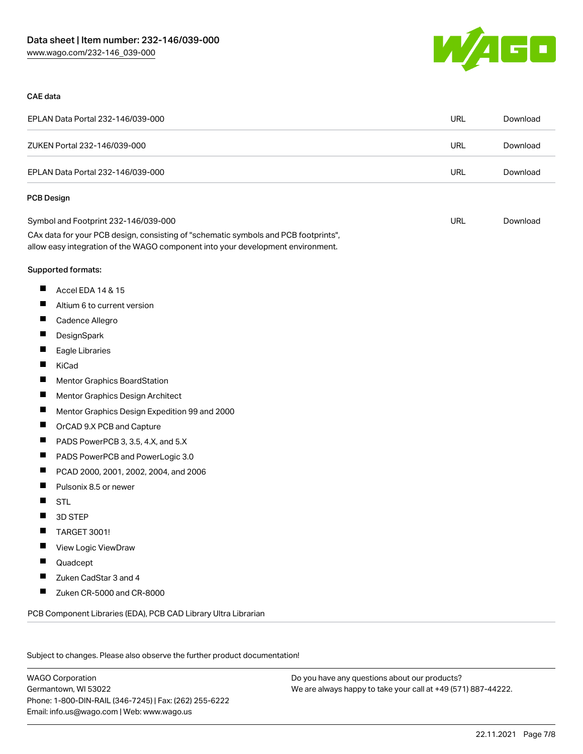#### CAE data

| | | |
|---|---|---|
| EPLAN Data Portal 232-146/039-000 | URL | Download |
| ZUKEN Portal 232-146/039-000 | URL | Download |
| EPLAN Data Portal 232-146/039-000 | URL | Download |

#### PCB Design

| | | |
|---|---|---|
| Symbol and Footprint 232-146/039-000<br>CAx data for your PCB design, consisting of "schematic symbols and PCB footprints", allow easy integration of the WAGO component into your development environment. | URL | Download |

Supported formats:

- Accel EDA 14 & 15
- Altium 6 to current version
- Cadence Allegro
- DesignSpark
- Eagle Libraries
- KiCad
- Mentor Graphics BoardStation
- Mentor Graphics Design Architect
- Mentor Graphics Design Expedition 99 and 2000
- OrCAD 9.X PCB and Capture
- PADS PowerPCB 3, 3.5, 4.X, and 5.X
- PADS PowerPCB and PowerLogic 3.0
- PCAD 2000, 2001, 2002, 2004, and 2006
- Pulsonix 8.5 or newer
- STL
- 3D STEP
- TARGET 3001!
- View Logic ViewDraw
- Quadcept
- Zuken CadStar 3 and 4
- Zuken CR-5000 and CR-8000

PCB Component Libraries (EDA), PCB CAD Library Ultra Librarian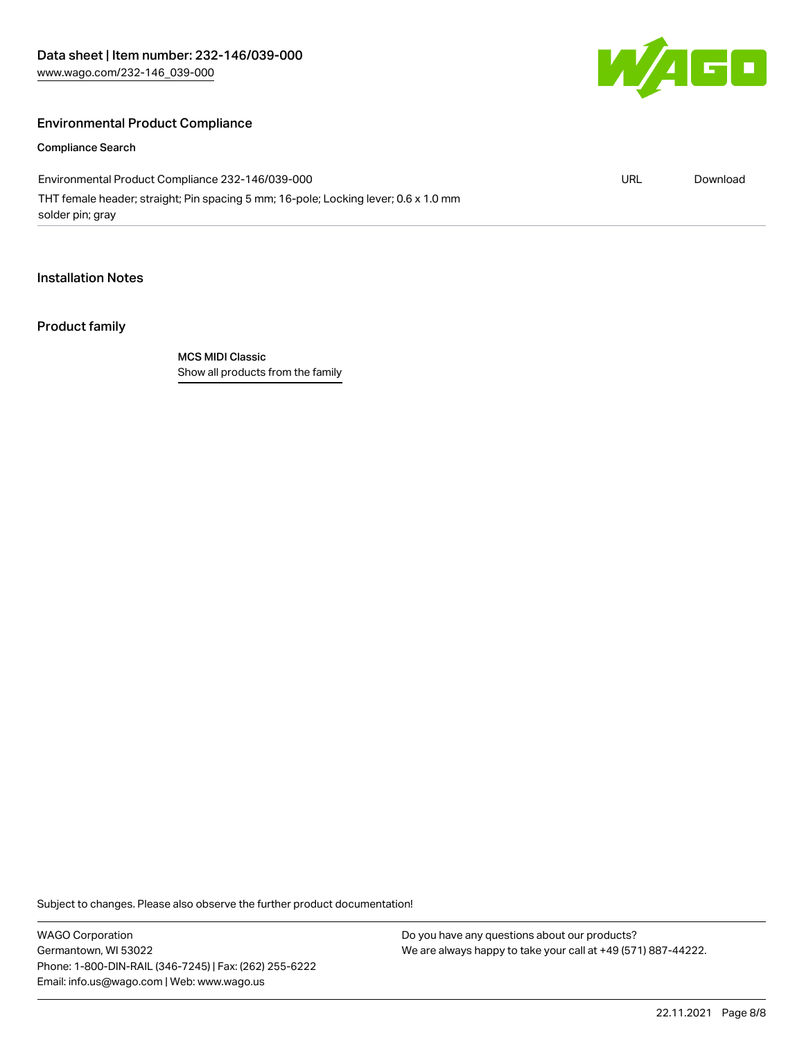## Environmental Product Compliance

**Compliance Search**

| | | |
|---|---|---|
| Environmental Product Compliance 232-146/039-000<br>THT female header; straight; Pin spacing 5 mm; 16-pole; Locking lever; 0.6 x 1.0 mm solder pin; gray | URL | Download |

## Installation Notes

## Product family

**MCS MIDI Classic**
Show all products from the family

Subject to changes. Please also observe the further product documentation!

WAGO Corporation
Germantown, WI 53022
Phone: 1-800-DIN-RAIL (346-7245) | Fax: (262) 255-6222
Email: info.us@wago.com | Web: www.wago.us

Do you have any questions about our products?
We are always happy to take your call at +49 (571) 887-44222.

22.11.2021